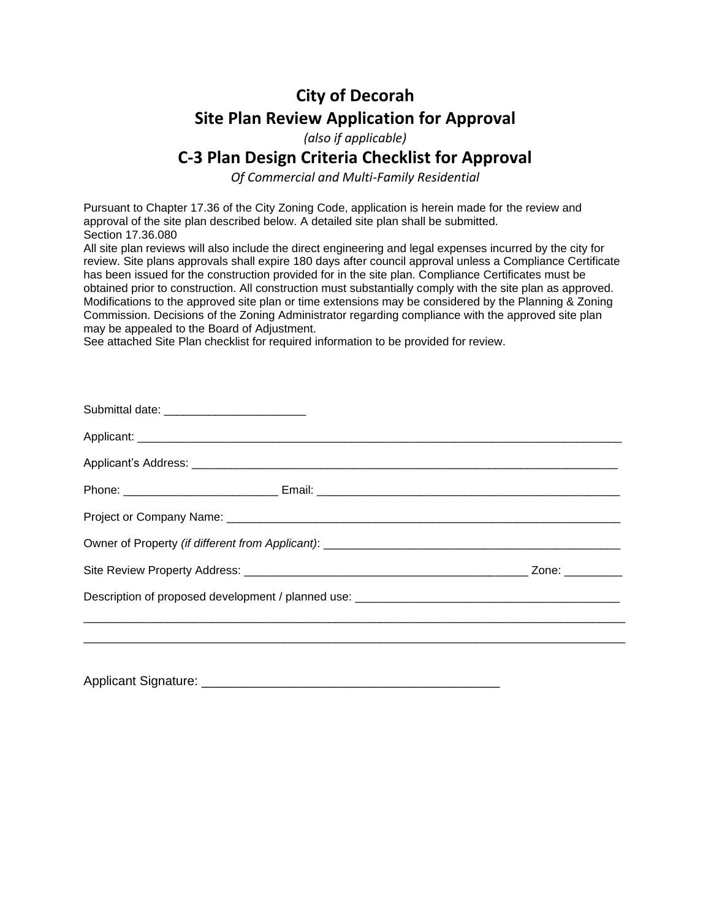# City of Decorah

## Site Plan Review Application for Approval

*(also if applicable)*

## C-3 Plan Design Criteria Checklist for Approval

*Of Commercial and Multi-Family Residential*

Pursuant to Chapter 17.36 of the City Zoning Code, application is herein made for the review and approval of the site plan described below. A detailed site plan shall be submitted.
Section 17.36.080
All site plan reviews will also include the direct engineering and legal expenses incurred by the city for review. Site plans approvals shall expire 180 days after council approval unless a Compliance Certificate has been issued for the construction provided for in the site plan. Compliance Certificates must be obtained prior to construction. All construction must substantially comply with the site plan as approved. Modifications to the approved site plan or time extensions may be considered by the Planning & Zoning Commission. Decisions of the Zoning Administrator regarding compliance with the approved site plan may be appealed to the Board of Adjustment.
See attached Site Plan checklist for required information to be provided for review.

Submittal date: ______________________

Applicant: ________________________________________________________________________________

Applicant's Address: _______________________________________________________________________

Phone: ________________________ Email: ________________________________________________

Project or Company Name: __________________________________________________________________

Owner of Property *(if different from Applicant)*: ________________________________________________

Site Review Property Address: _____________________________________________ Zone: _________

Description of proposed development / planned use: _________________________________________

_____________________________________________________________________________________

_____________________________________________________________________________________

Applicant Signature: __________________________________________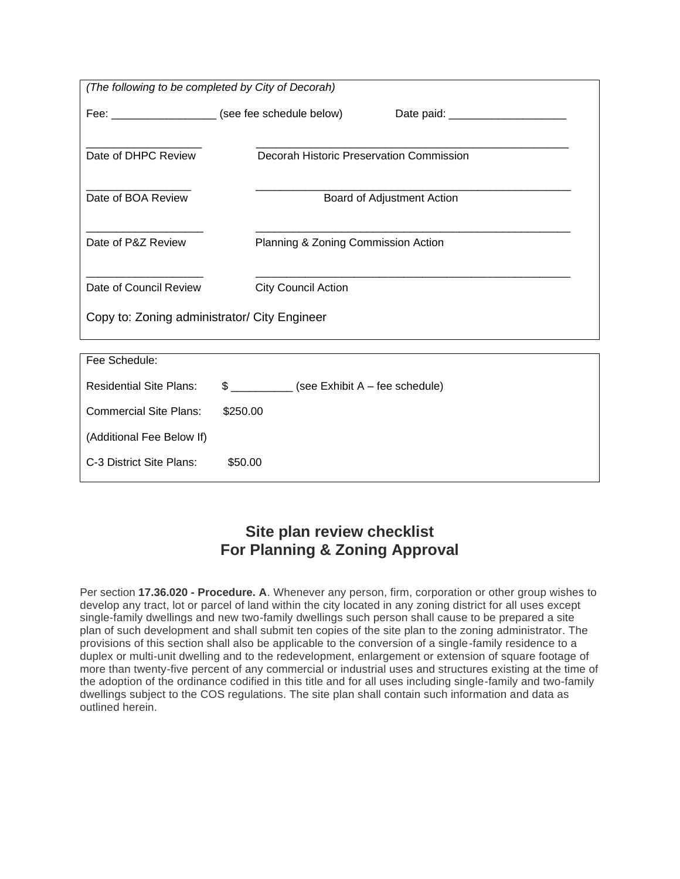*(The following to be completed by City of Decorah)*

Fee: _________________ (see fee schedule below)    Date paid: ____________________

| | |
|---|---|
| ___________________ | ____________________________________________________ |
| Date of DHPC Review | Decorah Historic Preservation Commission |
| _________________ | ____________________________________________________ |
| Date of BOA Review | Board of Adjustment Action |
| ___________________ | ____________________________________________________ |
| Date of P&Z Review | Planning & Zoning Commission Action |
| ___________________ | ____________________________________________________ |
| Date of Council Review | City Council Action |

Copy to: Zoning administrator/ City Engineer

Fee Schedule:

| | |
|---|---|
| Residential Site Plans: | $ __________ (see Exhibit A – fee schedule) |
| Commercial Site Plans: | $250.00 |
| (Additional Fee Below If) | |
| C-3 District Site Plans: | $50.00 |

## Site plan review checklist
## For Planning & Zoning Approval

Per section **17.36.020 - Procedure. A**. Whenever any person, firm, corporation or other group wishes to develop any tract, lot or parcel of land within the city located in any zoning district for all uses except single-family dwellings and new two-family dwellings such person shall cause to be prepared a site plan of such development and shall submit ten copies of the site plan to the zoning administrator. The provisions of this section shall also be applicable to the conversion of a single-family residence to a duplex or multi-unit dwelling and to the redevelopment, enlargement or extension of square footage of more than twenty-five percent of any commercial or industrial uses and structures existing at the time of the adoption of the ordinance codified in this title and for all uses including single-family and two-family dwellings subject to the COS regulations. The site plan shall contain such information and data as outlined herein.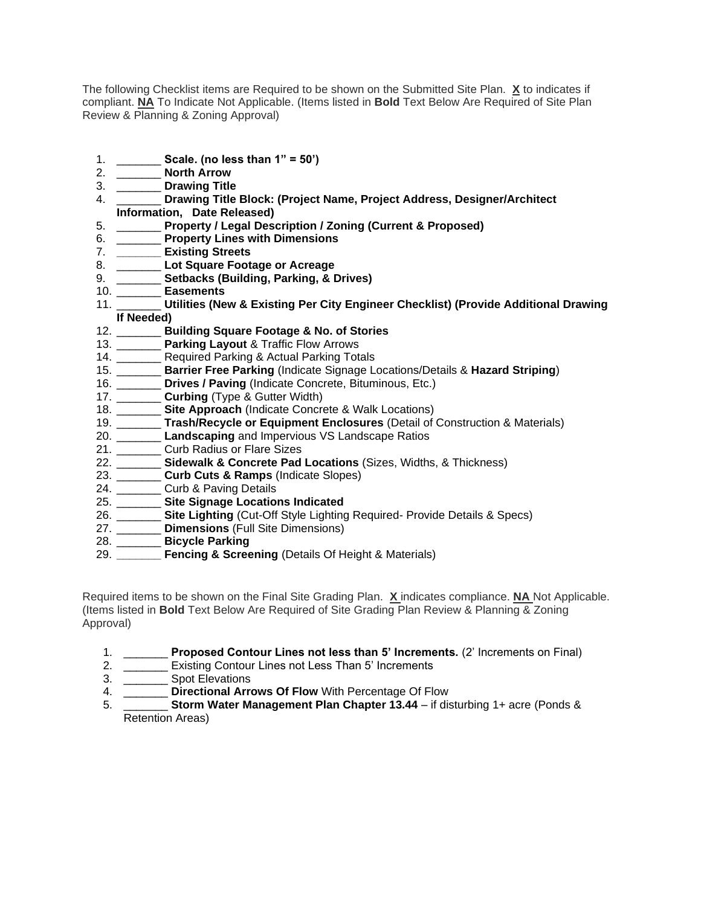The following Checklist items are Required to be shown on the Submitted Site Plan.  **X** to indicates if compliant. **NA** To Indicate Not Applicable. (Items listed in **Bold** Text Below Are Required of Site Plan Review & Planning & Zoning Approval)

1. _______ **Scale. (no less than 1" = 50')**
2. _______ **North Arrow**
3. _______ **Drawing Title**
4. _______ **Drawing Title Block: (Project Name, Project Address, Designer/Architect Information,   Date Released)**
5. _______ **Property / Legal Description / Zoning (Current & Proposed)**
6. _______ **Property Lines with Dimensions**
7. _______ **Existing Streets**
8. _______ **Lot Square Footage or Acreage**
9. _______ **Setbacks (Building, Parking, & Drives)**
10. _______ **Easements**
11. _______ **Utilities (New & Existing Per City Engineer Checklist) (Provide Additional Drawing If Needed)**
12. _______ **Building Square Footage & No. of Stories**
13. _______ **Parking Layout** & Traffic Flow Arrows
14. _______ Required Parking & Actual Parking Totals
15. _______ **Barrier Free Parking** (Indicate Signage Locations/Details & **Hazard Striping**)
16. _______ **Drives / Paving** (Indicate Concrete, Bituminous, Etc.)
17. _______ **Curbing** (Type & Gutter Width)
18. _______ **Site Approach** (Indicate Concrete & Walk Locations)
19. _______ **Trash/Recycle or Equipment Enclosures** (Detail of Construction & Materials)
20. _______ **Landscaping** and Impervious VS Landscape Ratios
21. _______ Curb Radius or Flare Sizes
22. _______ **Sidewalk & Concrete Pad Locations** (Sizes, Widths, & Thickness)
23. _______ **Curb Cuts & Ramps** (Indicate Slopes)
24. _______ Curb & Paving Details
25. _______ **Site Signage Locations Indicated**
26. _______ **Site Lighting** (Cut-Off Style Lighting Required- Provide Details & Specs)
27. _______ **Dimensions** (Full Site Dimensions)
28. _______ **Bicycle Parking**
29. _______ **Fencing & Screening** (Details Of Height & Materials)

Required items to be shown on the Final Site Grading Plan.  **X** indicates compliance. **NA** Not Applicable. (Items listed in **Bold** Text Below Are Required of Site Grading Plan Review & Planning & Zoning Approval)

1. _______ **Proposed Contour Lines not less than 5' Increments.** (2' Increments on Final)
2. _______ Existing Contour Lines not Less Than 5' Increments
3. _______ Spot Elevations
4. _______ **Directional Arrows Of Flow** With Percentage Of Flow
5. _______ **Storm Water Management Plan Chapter 13.44** – if disturbing 1+ acre (Ponds & Retention Areas)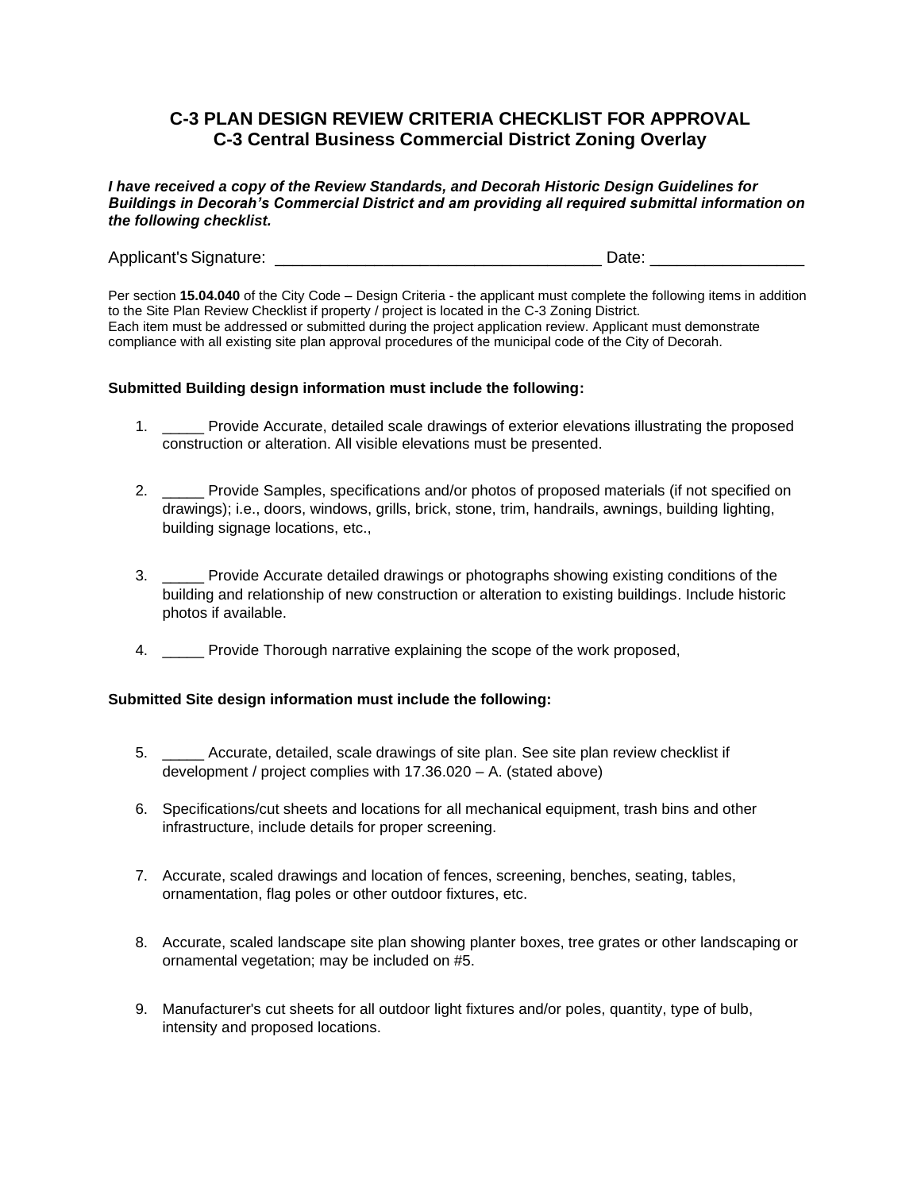# C-3 PLAN DESIGN REVIEW CRITERIA CHECKLIST FOR APPROVAL
## C-3 Central Business Commercial District Zoning Overlay

***I have received a copy of the Review Standards, and Decorah Historic Design Guidelines for Buildings in Decorah's Commercial District and am providing all required submittal information on the following checklist.***

Applicant's Signature: ___________________________________ Date: ________________

Per section **15.04.040** of the City Code – Design Criteria - the applicant must complete the following items in addition to the Site Plan Review Checklist if property / project is located in the C-3 Zoning District.
Each item must be addressed or submitted during the project application review. Applicant must demonstrate compliance with all existing site plan approval procedures of the municipal code of the City of Decorah.

**Submitted Building design information must include the following:**

1. _____ Provide Accurate, detailed scale drawings of exterior elevations illustrating the proposed construction or alteration. All visible elevations must be presented.

2. _____ Provide Samples, specifications and/or photos of proposed materials (if not specified on drawings); i.e., doors, windows, grills, brick, stone, trim, handrails, awnings, building lighting, building signage locations, etc.,

3. _____ Provide Accurate detailed drawings or photographs showing existing conditions of the building and relationship of new construction or alteration to existing buildings. Include historic photos if available.

4. _____ Provide Thorough narrative explaining the scope of the work proposed,

**Submitted Site design information must include the following:**

5. _____ Accurate, detailed, scale drawings of site plan. See site plan review checklist if development / project complies with 17.36.020 – A. (stated above)

6. Specifications/cut sheets and locations for all mechanical equipment, trash bins and other infrastructure, include details for proper screening.

7. Accurate, scaled drawings and location of fences, screening, benches, seating, tables, ornamentation, flag poles or other outdoor fixtures, etc.

8. Accurate, scaled landscape site plan showing planter boxes, tree grates or other landscaping or ornamental vegetation; may be included on #5.

9. Manufacturer's cut sheets for all outdoor light fixtures and/or poles, quantity, type of bulb, intensity and proposed locations.